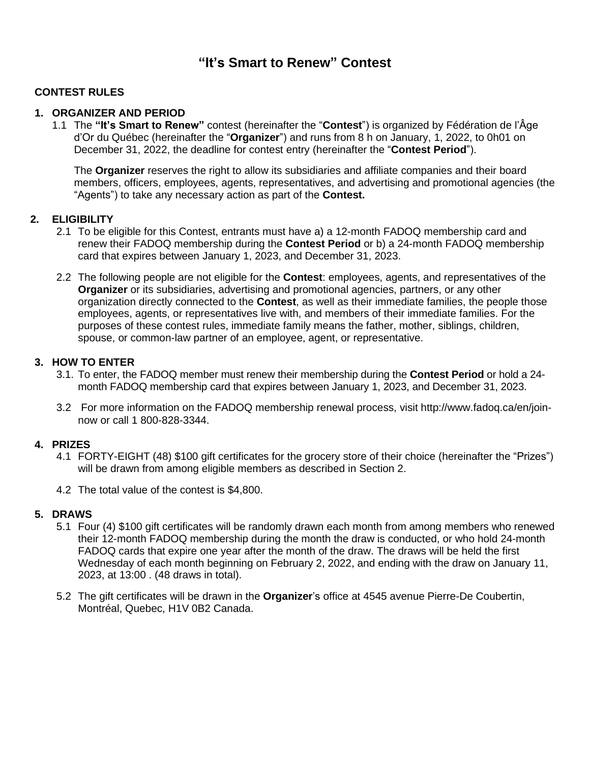# “It’s Smart to Renew” Contest

## CONTEST RULES

### 1. ORGANIZER AND PERIOD

1.1 The **“It’s Smart to Renew”** contest (hereinafter the “**Contest**”) is organized by Fédération de l’Âge d’Or du Québec (hereinafter the “**Organizer**”) and runs from 8 h on January, 1, 2022, to 0h01 on December 31, 2022, the deadline for contest entry (hereinafter the “**Contest Period**”).

The **Organizer** reserves the right to allow its subsidiaries and affiliate companies and their board members, officers, employees, agents, representatives, and advertising and promotional agencies (the “Agents”) to take any necessary action as part of the **Contest.**

### 2. ELIGIBILITY

2.1 To be eligible for this Contest, entrants must have a) a 12-month FADOQ membership card and renew their FADOQ membership during the **Contest Period** or b) a 24-month FADOQ membership card that expires between January 1, 2023, and December 31, 2023.

2.2 The following people are not eligible for the **Contest**: employees, agents, and representatives of the **Organizer** or its subsidiaries, advertising and promotional agencies, partners, or any other organization directly connected to the **Contest**, as well as their immediate families, the people those employees, agents, or representatives live with, and members of their immediate families. For the purposes of these contest rules, immediate family means the father, mother, siblings, children, spouse, or common-law partner of an employee, agent, or representative.

### 3. HOW TO ENTER

3.1. To enter, the FADOQ member must renew their membership during the **Contest Period** or hold a 24-month FADOQ membership card that expires between January 1, 2023, and December 31, 2023.

3.2 For more information on the FADOQ membership renewal process, visit http://www.fadoq.ca/en/join-now or call 1 800-828-3344.

### 4. PRIZES

4.1 FORTY-EIGHT (48) $100 gift certificates for the grocery store of their choice (hereinafter the “Prizes”) will be drawn from among eligible members as described in Section 2.

4.2 The total value of the contest is $4,800.

### 5. DRAWS

5.1 Four (4) $100 gift certificates will be randomly drawn each month from among members who renewed their 12-month FADOQ membership during the month the draw is conducted, or who hold 24-month FADOQ cards that expire one year after the month of the draw. The draws will be held the first Wednesday of each month beginning on February 2, 2022, and ending with the draw on January 11, 2023, at 13:00 . (48 draws in total).

5.2 The gift certificates will be drawn in the **Organizer**’s office at 4545 avenue Pierre-De Coubertin, Montréal, Quebec, H1V 0B2 Canada.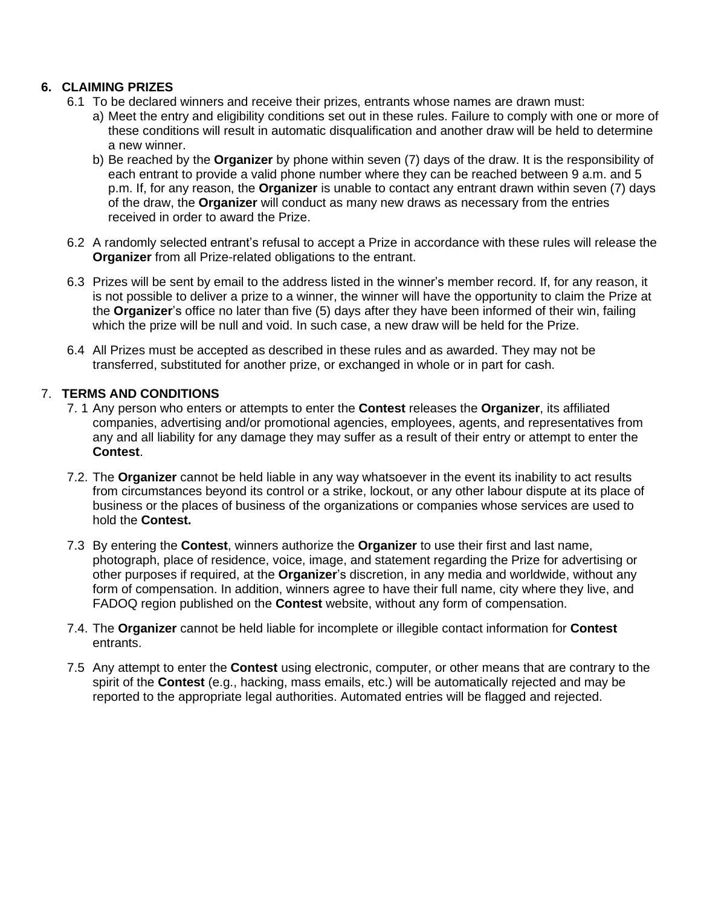## 6. CLAIMING PRIZES

6.1 To be declared winners and receive their prizes, entrants whose names are drawn must:

a) Meet the entry and eligibility conditions set out in these rules. Failure to comply with one or more of these conditions will result in automatic disqualification and another draw will be held to determine a new winner.

b) Be reached by the **Organizer** by phone within seven (7) days of the draw. It is the responsibility of each entrant to provide a valid phone number where they can be reached between 9 a.m. and 5 p.m. If, for any reason, the **Organizer** is unable to contact any entrant drawn within seven (7) days of the draw, the **Organizer** will conduct as many new draws as necessary from the entries received in order to award the Prize.

6.2 A randomly selected entrant's refusal to accept a Prize in accordance with these rules will release the **Organizer** from all Prize-related obligations to the entrant.

6.3 Prizes will be sent by email to the address listed in the winner's member record. If, for any reason, it is not possible to deliver a prize to a winner, the winner will have the opportunity to claim the Prize at the **Organizer**'s office no later than five (5) days after they have been informed of their win, failing which the prize will be null and void. In such case, a new draw will be held for the Prize.

6.4 All Prizes must be accepted as described in these rules and as awarded. They may not be transferred, substituted for another prize, or exchanged in whole or in part for cash.

## 7. TERMS AND CONDITIONS

7.1 Any person who enters or attempts to enter the **Contest** releases the **Organizer**, its affiliated companies, advertising and/or promotional agencies, employees, agents, and representatives from any and all liability for any damage they may suffer as a result of their entry or attempt to enter the **Contest**.

7.2. The **Organizer** cannot be held liable in any way whatsoever in the event its inability to act results from circumstances beyond its control or a strike, lockout, or any other labour dispute at its place of business or the places of business of the organizations or companies whose services are used to hold the **Contest.**

7.3 By entering the **Contest**, winners authorize the **Organizer** to use their first and last name, photograph, place of residence, voice, image, and statement regarding the Prize for advertising or other purposes if required, at the **Organizer**'s discretion, in any media and worldwide, without any form of compensation. In addition, winners agree to have their full name, city where they live, and FADOQ region published on the **Contest** website, without any form of compensation.

7.4. The **Organizer** cannot be held liable for incomplete or illegible contact information for **Contest** entrants.

7.5 Any attempt to enter the **Contest** using electronic, computer, or other means that are contrary to the spirit of the **Contest** (e.g., hacking, mass emails, etc.) will be automatically rejected and may be reported to the appropriate legal authorities. Automated entries will be flagged and rejected.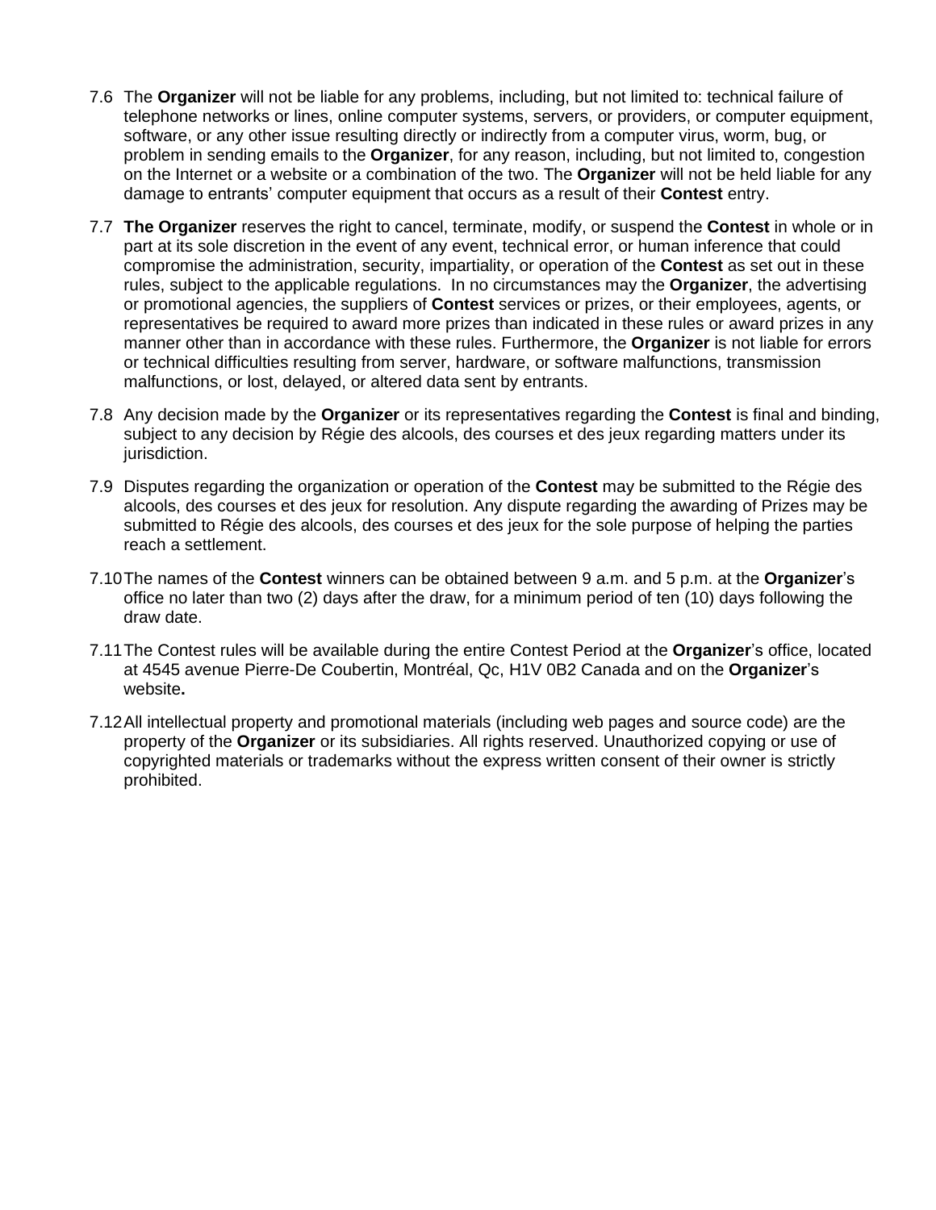7.6 The **Organizer** will not be liable for any problems, including, but not limited to: technical failure of telephone networks or lines, online computer systems, servers, or providers, or computer equipment, software, or any other issue resulting directly or indirectly from a computer virus, worm, bug, or problem in sending emails to the **Organizer**, for any reason, including, but not limited to, congestion on the Internet or a website or a combination of the two. The **Organizer** will not be held liable for any damage to entrants' computer equipment that occurs as a result of their **Contest** entry.

7.7 **The Organizer** reserves the right to cancel, terminate, modify, or suspend the **Contest** in whole or in part at its sole discretion in the event of any event, technical error, or human inference that could compromise the administration, security, impartiality, or operation of the **Contest** as set out in these rules, subject to the applicable regulations. In no circumstances may the **Organizer**, the advertising or promotional agencies, the suppliers of **Contest** services or prizes, or their employees, agents, or representatives be required to award more prizes than indicated in these rules or award prizes in any manner other than in accordance with these rules. Furthermore, the **Organizer** is not liable for errors or technical difficulties resulting from server, hardware, or software malfunctions, transmission malfunctions, or lost, delayed, or altered data sent by entrants.

7.8 Any decision made by the **Organizer** or its representatives regarding the **Contest** is final and binding, subject to any decision by Régie des alcools, des courses et des jeux regarding matters under its jurisdiction.

7.9 Disputes regarding the organization or operation of the **Contest** may be submitted to the Régie des alcools, des courses et des jeux for resolution. Any dispute regarding the awarding of Prizes may be submitted to Régie des alcools, des courses et des jeux for the sole purpose of helping the parties reach a settlement.

7.10 The names of the **Contest** winners can be obtained between 9 a.m. and 5 p.m. at the **Organizer**'s office no later than two (2) days after the draw, for a minimum period of ten (10) days following the draw date.

7.11 The Contest rules will be available during the entire Contest Period at the **Organizer**'s office, located at 4545 avenue Pierre-De Coubertin, Montréal, Qc, H1V 0B2 Canada and on the **Organizer**'s website**.**

7.12 All intellectual property and promotional materials (including web pages and source code) are the property of the **Organizer** or its subsidiaries. All rights reserved. Unauthorized copying or use of copyrighted materials or trademarks without the express written consent of their owner is strictly prohibited.